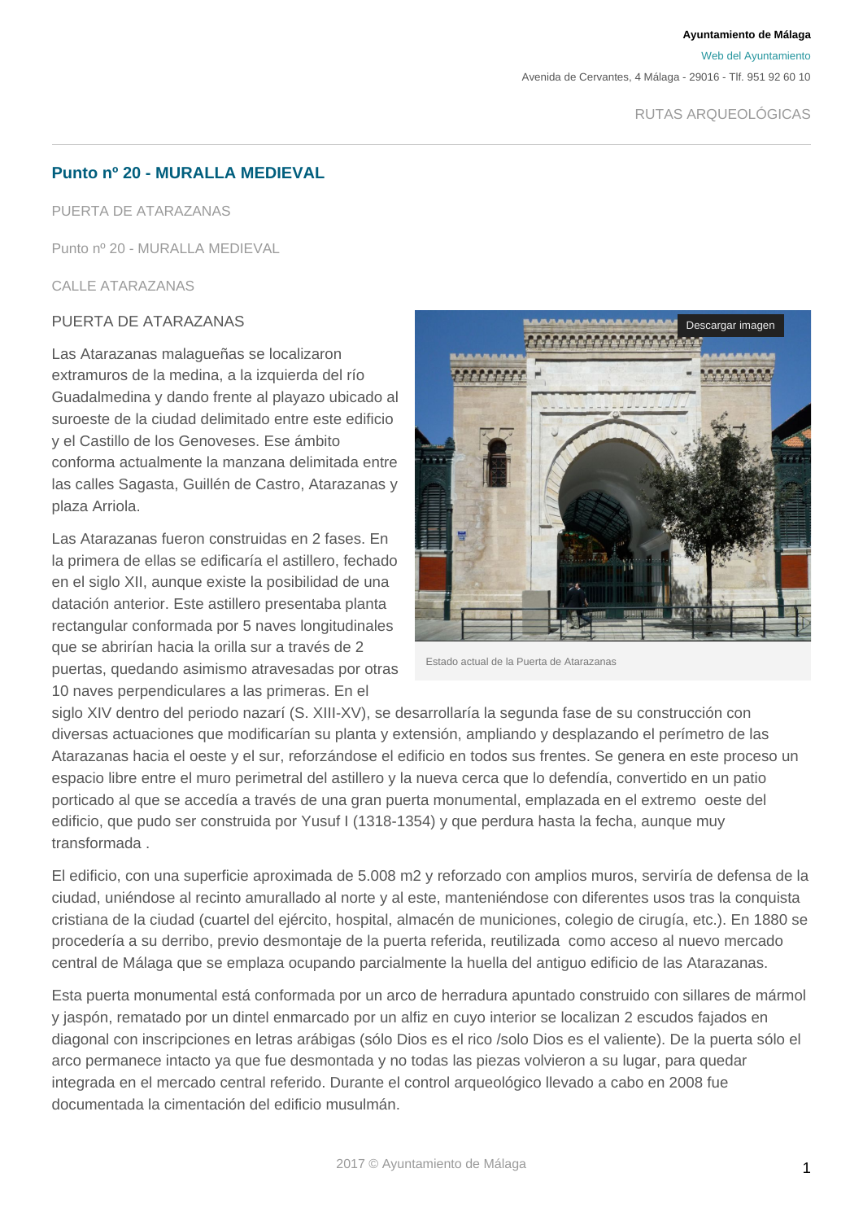Ayuntamiento de Málaga

Web del Ayuntamiento

Avenida de Cervantes, 4 Málaga - 29016 - Tlf. 951 92 60 10

RUTAS ARQUEOLÓGICAS

## Punto nº 20 - MURALLA MEDIEVAL

PUERTA DE ATARAZANAS

Punto nº 20 - MURALLA MEDIEVAL

CALLE ATARAZANAS

### PUERTA DE ATARAZANAS

Descargar imagen

Estado actual de la Puerta de Atarazanas

Las Atarazanas malagueñas se localizaron extramuros de la medina, a la izquierda del río Guadalmedina y dando frente al playazo ubicado al suroeste de la ciudad delimitado entre este edificio y el Castillo de los Genoveses. Ese ámbito conforma actualmente la manzana delimitada entre las calles Sagasta, Guillén de Castro, Atarazanas y plaza Arriola.

Las Atarazanas fueron construidas en 2 fases. En la primera de ellas se edificaría el astillero, fechado en el siglo XII, aunque existe la posibilidad de una datación anterior. Este astillero presentaba planta rectangular conformada por 5 naves longitudinales que se abrirían hacia la orilla sur a través de 2 puertas, quedando asimismo atravesadas por otras 10 naves perpendiculares a las primeras. En el siglo XIV dentro del periodo nazarí (S. XIII-XV), se desarrollaría la segunda fase de su construcción con diversas actuaciones que modificarían su planta y extensión, ampliando y desplazando el perímetro de las Atarazanas hacia el oeste y el sur, reforzándose el edificio en todos sus frentes. Se genera en este proceso un espacio libre entre el muro perimetral del astillero y la nueva cerca que lo defendía, convertido en un patio porticado al que se accedía a través de una gran puerta monumental, emplazada en el extremo oeste del edificio, que pudo ser construida por Yusuf I (1318-1354) y que perdura hasta la fecha, aunque muy transformada .

El edificio, con una superficie aproximada de 5.008 m2 y reforzado con amplios muros, serviría de defensa de la ciudad, uniéndose al recinto amurallado al norte y al este, manteniéndose con diferentes usos tras la conquista cristiana de la ciudad (cuartel del ejército, hospital, almacén de municiones, colegio de cirugía, etc.). En 1880 se procedería a su derribo, previo desmontaje de la puerta referida, reutilizada como acceso al nuevo mercado central de Málaga que se emplaza ocupando parcialmente la huella del antiguo edificio de las Atarazanas.

Esta puerta monumental está conformada por un arco de herradura apuntado construido con sillares de mármol y jaspón, rematado por un dintel enmarcado por un alfiz en cuyo interior se localizan 2 escudos fajados en diagonal con inscripciones en letras arábigas (sólo Dios es el rico /solo Dios es el valiente). De la puerta sólo el arco permanece intacto ya que fue desmontada y no todas las piezas volvieron a su lugar, para quedar integrada en el mercado central referido. Durante el control arqueológico llevado a cabo en 2008 fue documentada la cimentación del edificio musulmán.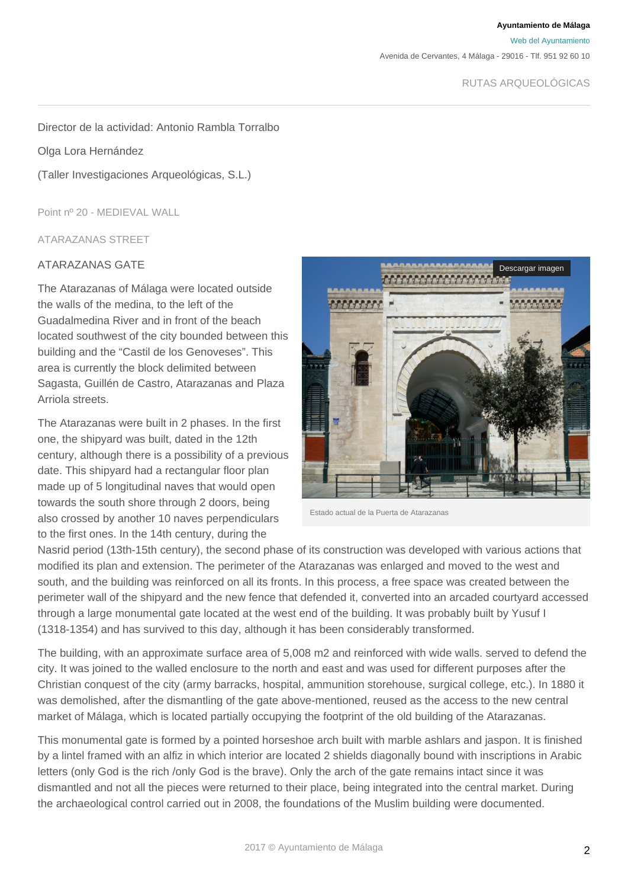Director de la actividad: Antonio Rambla Torralbo

Olga Lora Hernández

(Taller Investigaciones Arqueológicas, S.L.)

Point nº 20 - MEDIEVAL WALL

ATARAZANAS STREET

ATARAZANAS GATE

The Atarazanas of Málaga were located outside the walls of the medina, to the left of the Guadalmedina River and in front of the beach located southwest of the city bounded between this building and the “Castil de los Genoveses”. This area is currently the block delimited between Sagasta, Guillén de Castro, Atarazanas and Plaza Arriola streets.

The Atarazanas were built in 2 phases. In the first one, the shipyard was built, dated in the 12th century, although there is a possibility of a previous date. This shipyard had a rectangular floor plan made up of 5 longitudinal naves that would open towards the south shore through 2 doors, being also crossed by another 10 naves perpendiculars to the first ones. In the 14th century, during the Nasrid period (13th-15th century), the second phase of its construction was developed with various actions that modified its plan and extension. The perimeter of the Atarazanas was enlarged and moved to the west and south, and the building was reinforced on all its fronts. In this process, a free space was created between the perimeter wall of the shipyard and the new fence that defended it, converted into an arcaded courtyard accessed through a large monumental gate located at the west end of the building. It was probably built by Yusuf I (1318-1354) and has survived to this day, although it has been considerably transformed.

Descargar imagen

Estado actual de la Puerta de Atarazanas

The building, with an approximate surface area of 5,008 m2 and reinforced with wide walls. served to defend the city. It was joined to the walled enclosure to the north and east and was used for different purposes after the Christian conquest of the city (army barracks, hospital, ammunition storehouse, surgical college, etc.). In 1880 it was demolished, after the dismantling of the gate above-mentioned, reused as the access to the new central market of Málaga, which is located partially occupying the footprint of the old building of the Atarazanas.

This monumental gate is formed by a pointed horseshoe arch built with marble ashlars and jaspon. It is finished by a lintel framed with an alfiz in which interior are located 2 shields diagonally bound with inscriptions in Arabic letters (only God is the rich /only God is the brave). Only the arch of the gate remains intact since it was dismantled and not all the pieces were returned to their place, being integrated into the central market. During the archaeological control carried out in 2008, the foundations of the Muslim building were documented.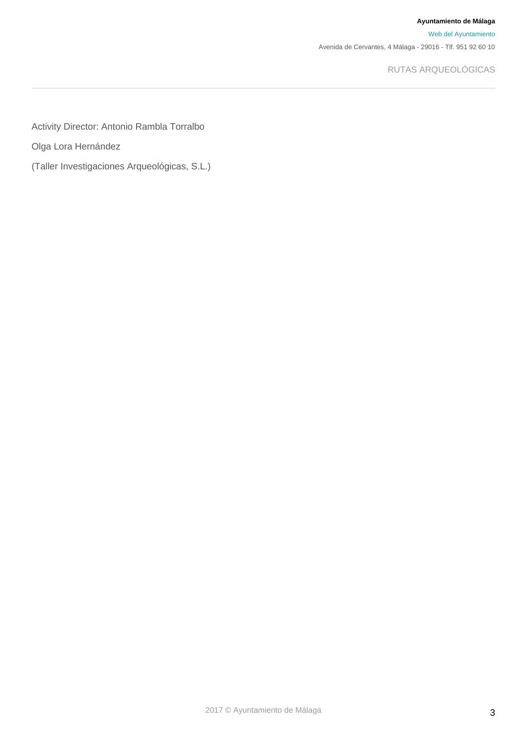Activity Director: Antonio Rambla Torralbo

Olga Lora Hernández

(Taller Investigaciones Arqueológicas, S.L.)